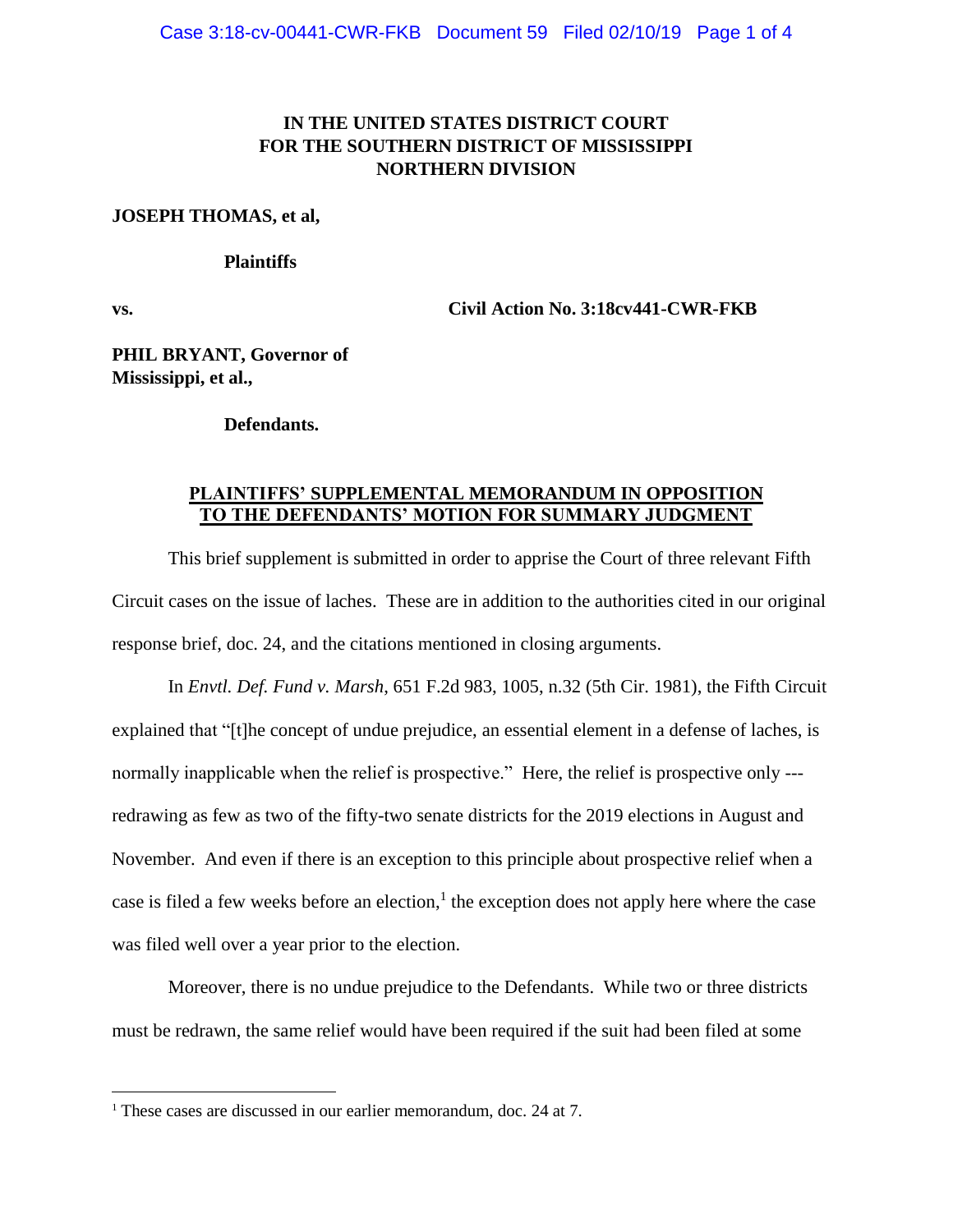**IN THE UNITED STATES DISTRICT COURT**
**FOR THE SOUTHERN DISTRICT OF MISSISSIPPI**
**NORTHERN DIVISION**

**JOSEPH THOMAS, et al,**

**Plaintiffs**

**vs.** **Civil Action No. 3:18cv441-CWR-FKB**

**PHIL BRYANT, Governor of Mississippi, et al.,**

**Defendants.**

**PLAINTIFFS' SUPPLEMENTAL MEMORANDUM IN OPPOSITION TO THE DEFENDANTS' MOTION FOR SUMMARY JUDGMENT**

This brief supplement is submitted in order to apprise the Court of three relevant Fifth Circuit cases on the issue of laches. These are in addition to the authorities cited in our original response brief, doc. 24, and the citations mentioned in closing arguments.

In *Envtl. Def. Fund v. Marsh*, 651 F.2d 983, 1005, n.32 (5th Cir. 1981), the Fifth Circuit explained that "[t]he concept of undue prejudice, an essential element in a defense of laches, is normally inapplicable when the relief is prospective." Here, the relief is prospective only --- redrawing as few as two of the fifty-two senate districts for the 2019 elections in August and November. And even if there is an exception to this principle about prospective relief when a case is filed a few weeks before an election,[1] the exception does not apply here where the case was filed well over a year prior to the election.

Moreover, there is no undue prejudice to the Defendants. While two or three districts must be redrawn, the same relief would have been required if the suit had been filed at some

[1] These cases are discussed in our earlier memorandum, doc. 24 at 7.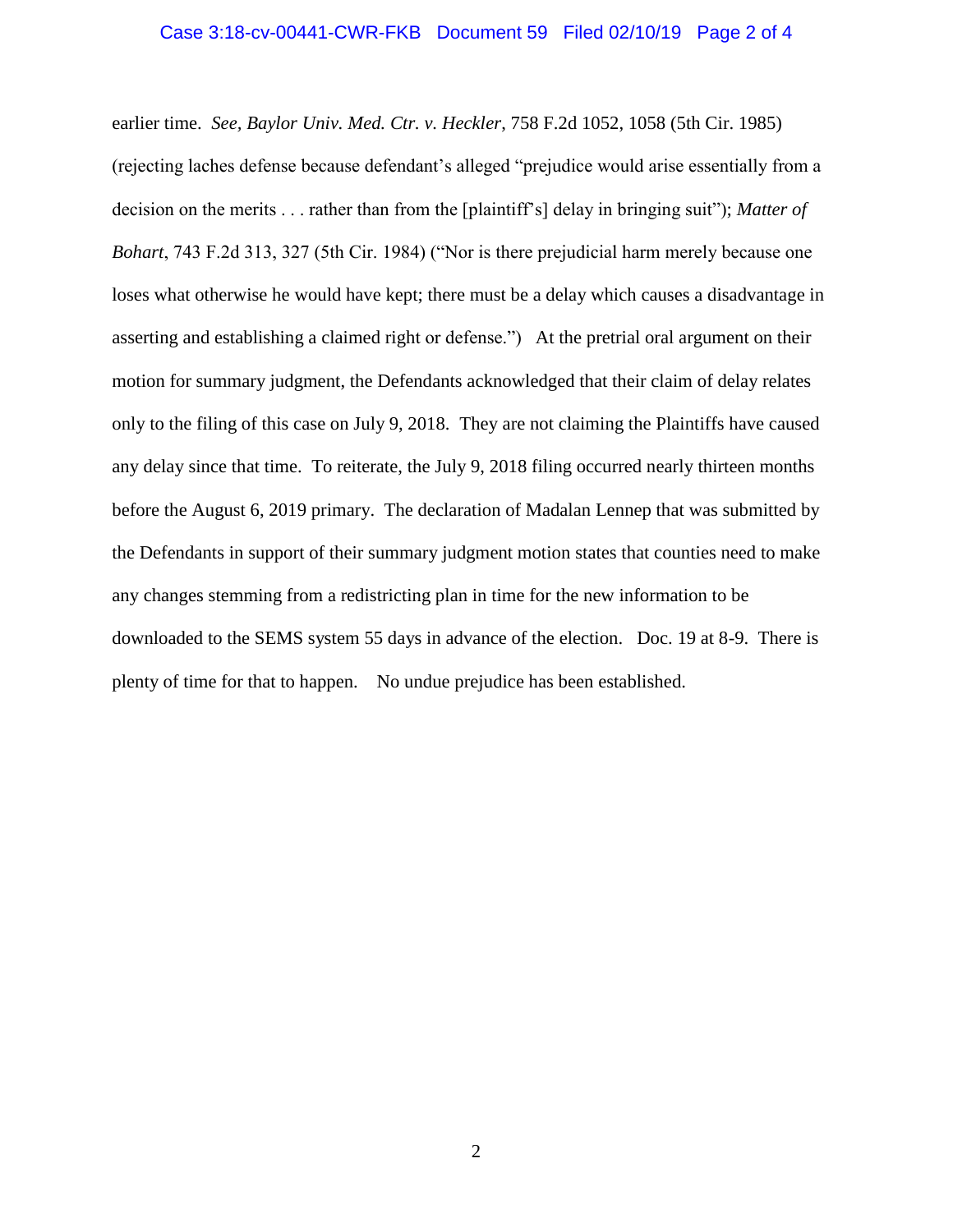earlier time. *See, Baylor Univ. Med. Ctr. v. Heckler*, 758 F.2d 1052, 1058 (5th Cir. 1985) (rejecting laches defense because defendant's alleged "prejudice would arise essentially from a decision on the merits . . . rather than from the [plaintiff's] delay in bringing suit"); *Matter of Bohart*, 743 F.2d 313, 327 (5th Cir. 1984) ("Nor is there prejudicial harm merely because one loses what otherwise he would have kept; there must be a delay which causes a disadvantage in asserting and establishing a claimed right or defense.") At the pretrial oral argument on their motion for summary judgment, the Defendants acknowledged that their claim of delay relates only to the filing of this case on July 9, 2018. They are not claiming the Plaintiffs have caused any delay since that time. To reiterate, the July 9, 2018 filing occurred nearly thirteen months before the August 6, 2019 primary. The declaration of Madalan Lennep that was submitted by the Defendants in support of their summary judgment motion states that counties need to make any changes stemming from a redistricting plan in time for the new information to be downloaded to the SEMS system 55 days in advance of the election. Doc. 19 at 8-9. There is plenty of time for that to happen. No undue prejudice has been established.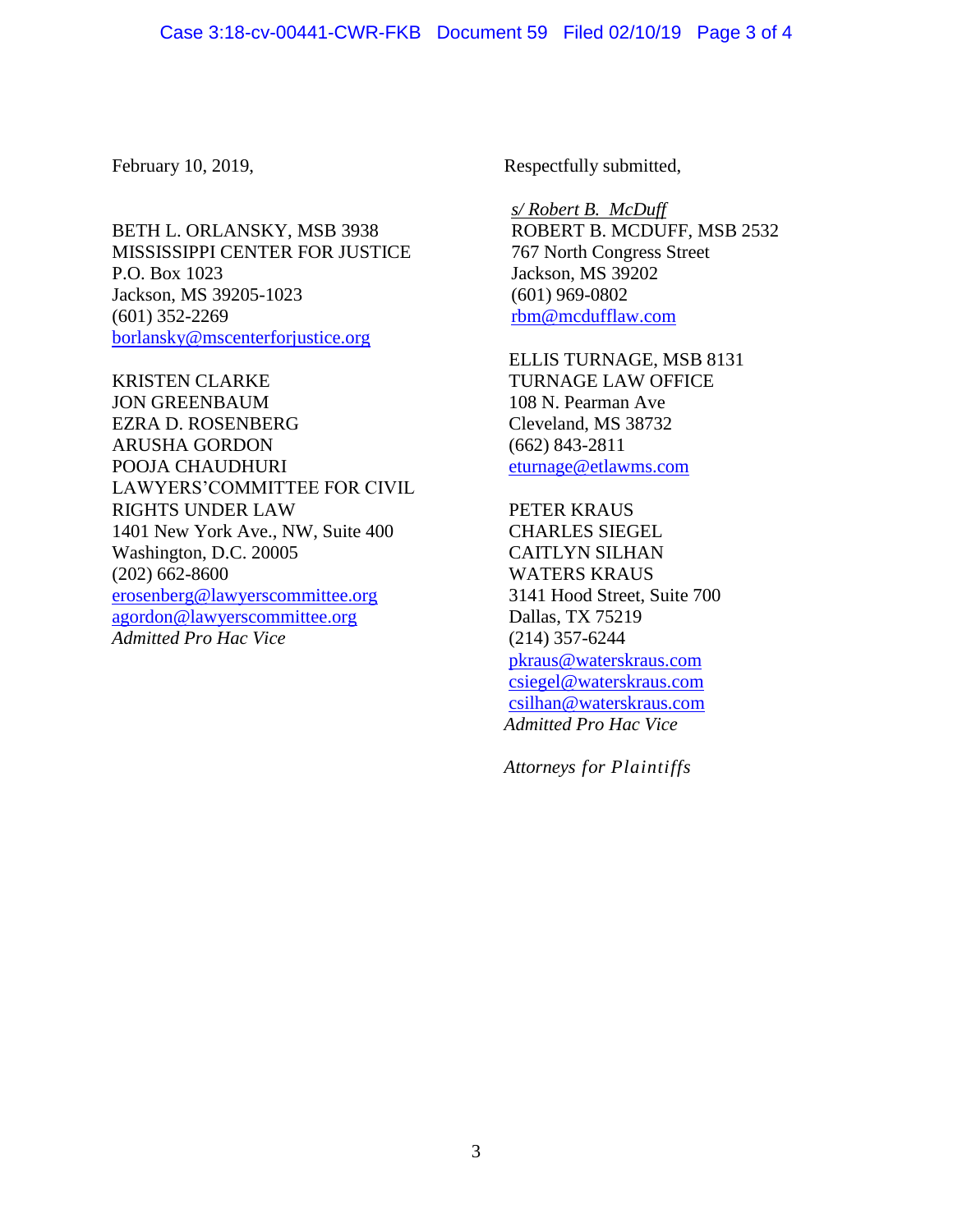February 10, 2019,

Respectfully submitted,

*s/ Robert B. McDuff*
ROBERT B. MCDUFF, MSB 2532
767 North Congress Street
Jackson, MS 39202
(601) 969-0802
rbm@mcdufflaw.com

BETH L. ORLANSKY, MSB 3938
MISSISSIPPI CENTER FOR JUSTICE
P.O. Box 1023
Jackson, MS 39205-1023
(601) 352-2269
borlansky@mscenterforjustice.org

ELLIS TURNAGE, MSB 8131
TURNAGE LAW OFFICE
108 N. Pearman Ave
Cleveland, MS 38732
(662) 843-2811
eturnage@etlawms.com

KRISTEN CLARKE
JON GREENBAUM
EZRA D. ROSENBERG
ARUSHA GORDON
POOJA CHAUDHURI
LAWYERS'COMMITTEE FOR CIVIL RIGHTS UNDER LAW
1401 New York Ave., NW, Suite 400
Washington, D.C. 20005
(202) 662-8600
erosenberg@lawyerscommittee.org
agordon@lawyerscommittee.org
*Admitted Pro Hac Vice*

PETER KRAUS
CHARLES SIEGEL
CAITLYN SILHAN
WATERS KRAUS
3141 Hood Street, Suite 700
Dallas, TX 75219
(214) 357-6244
pkraus@waterskraus.com
csiegel@waterskraus.com
csilhan@waterskraus.com
*Admitted Pro Hac Vice*

*Attorneys for Plaintiffs*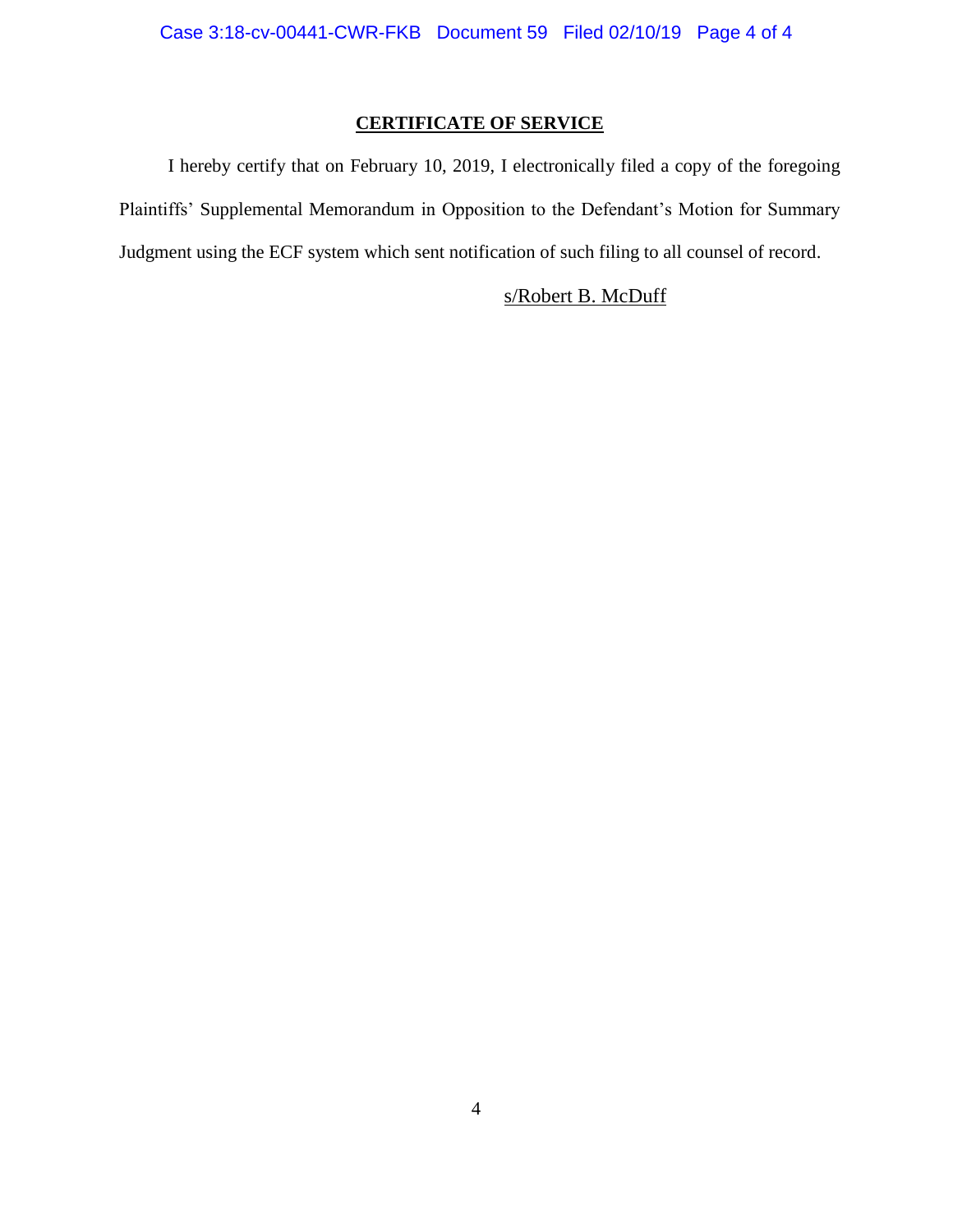**CERTIFICATE OF SERVICE**

I hereby certify that on February 10, 2019, I electronically filed a copy of the foregoing Plaintiffs' Supplemental Memorandum in Opposition to the Defendant's Motion for Summary Judgment using the ECF system which sent notification of such filing to all counsel of record.

s/Robert B. McDuff